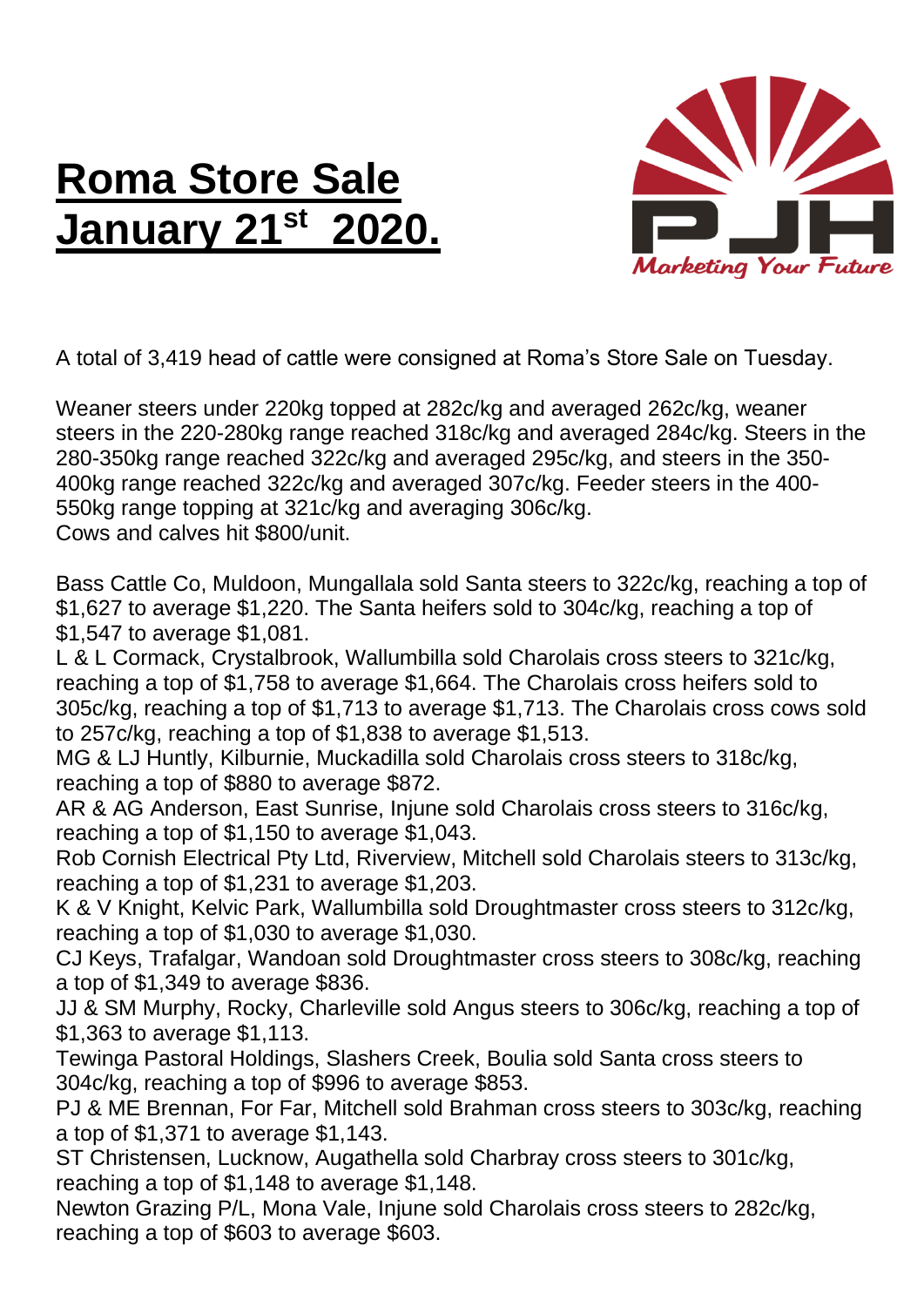# Roma Store Sale January 21st 2020.

PJH *Marketing Your Future*

A total of 3,419 head of cattle were consigned at Roma's Store Sale on Tuesday.

Weaner steers under 220kg topped at 282c/kg and averaged 262c/kg, weaner steers in the 220-280kg range reached 318c/kg and averaged 284c/kg. Steers in the 280-350kg range reached 322c/kg and averaged 295c/kg, and steers in the 350-400kg range reached 322c/kg and averaged 307c/kg. Feeder steers in the 400-550kg range topping at 321c/kg and averaging 306c/kg.
Cows and calves hit $800/unit.

Bass Cattle Co, Muldoon, Mungallala sold Santa steers to 322c/kg, reaching a top of $1,627 to average $1,220. The Santa heifers sold to 304c/kg, reaching a top of $1,547 to average $1,081.
L & L Cormack, Crystalbrook, Wallumbilla sold Charolais cross steers to 321c/kg, reaching a top of $1,758 to average $1,664. The Charolais cross heifers sold to 305c/kg, reaching a top of $1,713 to average $1,713. The Charolais cross cows sold to 257c/kg, reaching a top of $1,838 to average $1,513.
MG & LJ Huntly, Kilburnie, Muckadilla sold Charolais cross steers to 318c/kg, reaching a top of $880 to average $872.
AR & AG Anderson, East Sunrise, Injune sold Charolais cross steers to 316c/kg, reaching a top of $1,150 to average $1,043.
Rob Cornish Electrical Pty Ltd, Riverview, Mitchell sold Charolais steers to 313c/kg, reaching a top of $1,231 to average $1,203.
K & V Knight, Kelvic Park, Wallumbilla sold Droughtmaster cross steers to 312c/kg, reaching a top of $1,030 to average $1,030.
CJ Keys, Trafalgar, Wandoan sold Droughtmaster cross steers to 308c/kg, reaching a top of $1,349 to average $836.
JJ & SM Murphy, Rocky, Charleville sold Angus steers to 306c/kg, reaching a top of $1,363 to average $1,113.
Tewinga Pastoral Holdings, Slashers Creek, Boulia sold Santa cross steers to 304c/kg, reaching a top of $996 to average $853.
PJ & ME Brennan, For Far, Mitchell sold Brahman cross steers to 303c/kg, reaching a top of $1,371 to average $1,143.
ST Christensen, Lucknow, Augathella sold Charbray cross steers to 301c/kg, reaching a top of $1,148 to average $1,148.
Newton Grazing P/L, Mona Vale, Injune sold Charolais cross steers to 282c/kg, reaching a top of $603 to average $603.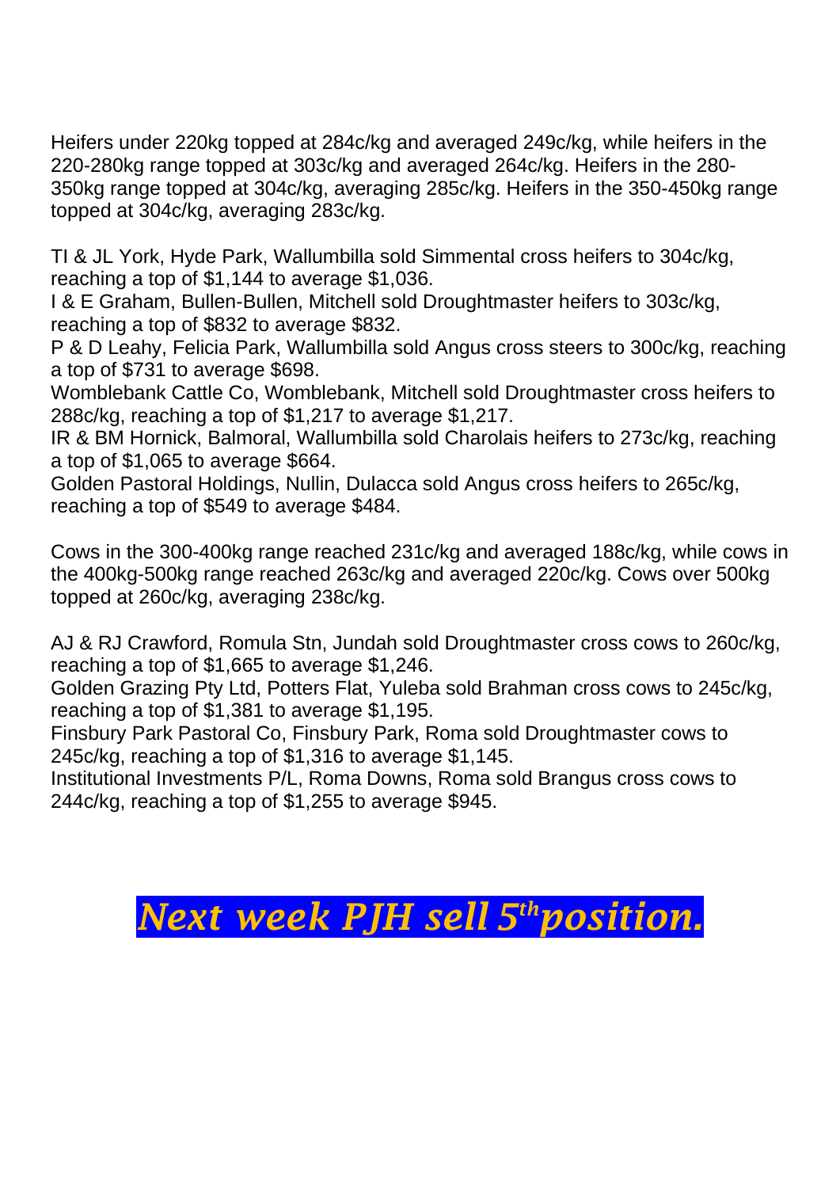Heifers under 220kg topped at 284c/kg and averaged 249c/kg, while heifers in the 220-280kg range topped at 303c/kg and averaged 264c/kg. Heifers in the 280-350kg range topped at 304c/kg, averaging 285c/kg. Heifers in the 350-450kg range topped at 304c/kg, averaging 283c/kg.

TI & JL York, Hyde Park, Wallumbilla sold Simmental cross heifers to 304c/kg, reaching a top of $1,144 to average $1,036.
I & E Graham, Bullen-Bullen, Mitchell sold Droughtmaster heifers to 303c/kg, reaching a top of $832 to average $832.
P & D Leahy, Felicia Park, Wallumbilla sold Angus cross steers to 300c/kg, reaching a top of $731 to average $698.
Womblebank Cattle Co, Womblebank, Mitchell sold Droughtmaster cross heifers to 288c/kg, reaching a top of $1,217 to average $1,217.
IR & BM Hornick, Balmoral, Wallumbilla sold Charolais heifers to 273c/kg, reaching a top of $1,065 to average $664.
Golden Pastoral Holdings, Nullin, Dulacca sold Angus cross heifers to 265c/kg, reaching a top of $549 to average $484.

Cows in the 300-400kg range reached 231c/kg and averaged 188c/kg, while cows in the 400kg-500kg range reached 263c/kg and averaged 220c/kg. Cows over 500kg topped at 260c/kg, averaging 238c/kg.

AJ & RJ Crawford, Romula Stn, Jundah sold Droughtmaster cross cows to 260c/kg, reaching a top of $1,665 to average $1,246.
Golden Grazing Pty Ltd, Potters Flat, Yuleba sold Brahman cross cows to 245c/kg, reaching a top of $1,381 to average $1,195.
Finsbury Park Pastoral Co, Finsbury Park, Roma sold Droughtmaster cows to 245c/kg, reaching a top of $1,316 to average $1,145.
Institutional Investments P/L, Roma Downs, Roma sold Brangus cross cows to 244c/kg, reaching a top of $1,255 to average $945.

***Next week PJH sell 5th position.***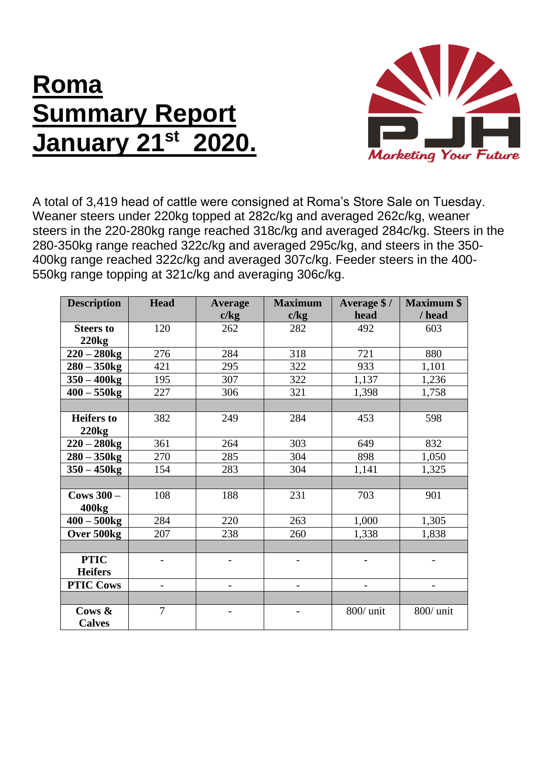# Roma Summary Report January 21st 2020.

PJH Marketing Your Future

A total of 3,419 head of cattle were consigned at Roma's Store Sale on Tuesday. Weaner steers under 220kg topped at 282c/kg and averaged 262c/kg, weaner steers in the 220-280kg range reached 318c/kg and averaged 284c/kg. Steers in the 280-350kg range reached 322c/kg and averaged 295c/kg, and steers in the 350-400kg range reached 322c/kg and averaged 307c/kg. Feeder steers in the 400-550kg range topping at 321c/kg and averaging 306c/kg.

| Description | Head | Average c/kg | Maximum c/kg | Average $ / head | Maximum $ / head |
|---|---|---|---|---|---|
| **Steers to 220kg** | 120 | 262 | 282 | 492 | 603 |
| **220 – 280kg** | 276 | 284 | 318 | 721 | 880 |
| **280 – 350kg** | 421 | 295 | 322 | 933 | 1,101 |
| **350 – 400kg** | 195 | 307 | 322 | 1,137 | 1,236 |
| **400 – 550kg** | 227 | 306 | 321 | 1,398 | 1,758 |
| | | | | | |
| **Heifers to 220kg** | 382 | 249 | 284 | 453 | 598 |
| **220 – 280kg** | 361 | 264 | 303 | 649 | 832 |
| **280 – 350kg** | 270 | 285 | 304 | 898 | 1,050 |
| **350 – 450kg** | 154 | 283 | 304 | 1,141 | 1,325 |
| | | | | | |
| **Cows 300 – 400kg** | 108 | 188 | 231 | 703 | 901 |
| **400 – 500kg** | 284 | 220 | 263 | 1,000 | 1,305 |
| **Over 500kg** | 207 | 238 | 260 | 1,338 | 1,838 |
| | | | | | |
| **PTIC Heifers** | - | - | - | - | - |
| **PTIC Cows** | - | - | - | - | - |
| | | | | | |
| **Cows & Calves** | 7 | - | - | 800/ unit | 800/ unit |